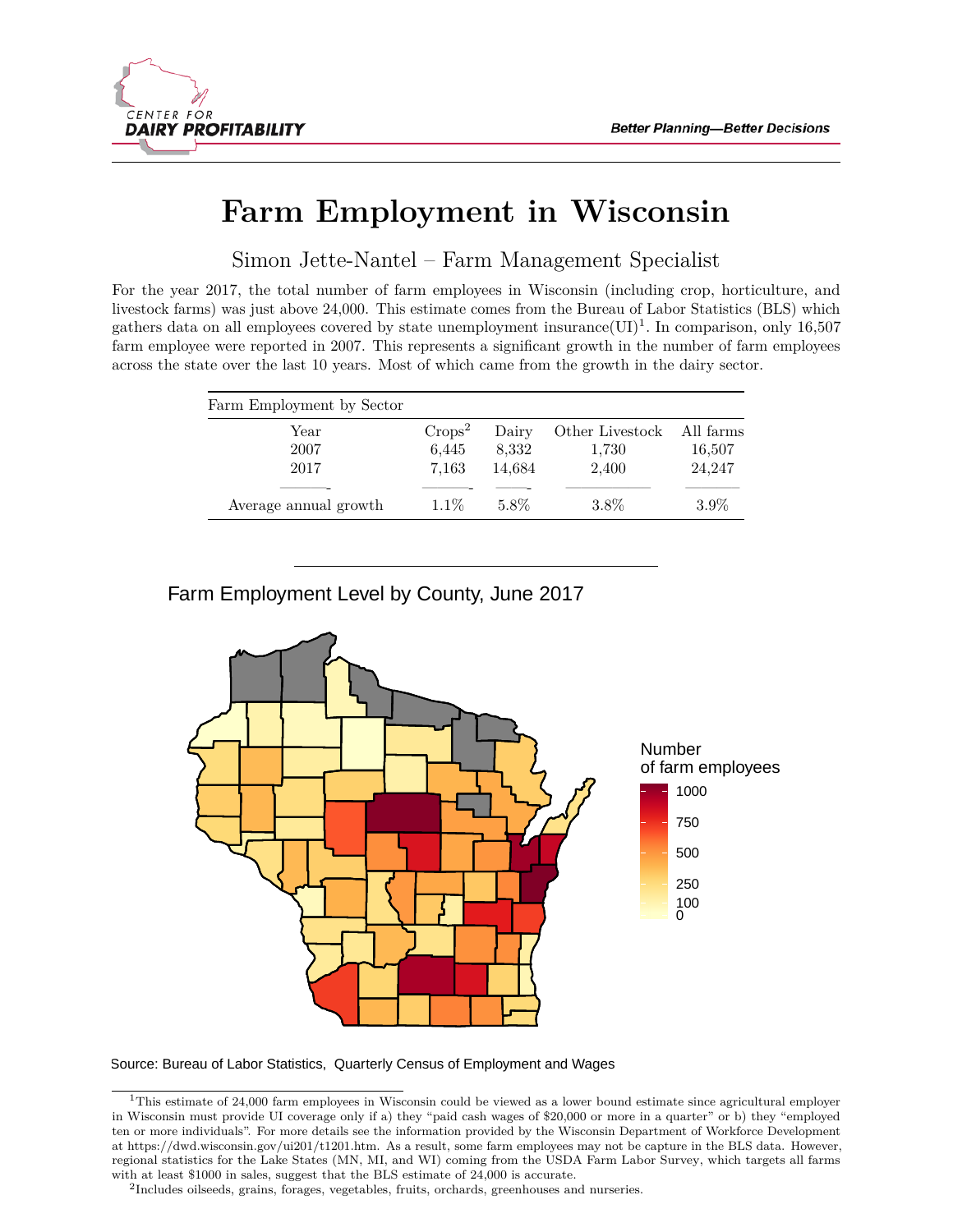CENTER FOR
**DAIRY PROFITABILITY**

**Better Planning—Better Decisions**

# Farm Employment in Wisconsin

Simon Jette-Nantel – Farm Management Specialist

For the year 2017, the total number of farm employees in Wisconsin (including crop, horticulture, and livestock farms) was just above 24,000. This estimate comes from the Bureau of Labor Statistics (BLS) which gathers data on all employees covered by state unemployment insurance(UI)[1]. In comparison, only 16,507 farm employee were reported in 2007. This represents a significant growth in the number of farm employees across the state over the last 10 years. Most of which came from the growth in the dairy sector.

Farm Employment by Sector

| Year | Crops[2] | Dairy | Other Livestock | All farms |
|---|---|---|---|---|
| 2007 | 6,445 | 8,332 | 1,730 | 16,507 |
| 2017 | 7,163 | 14,684 | 2,400 | 24,247 |
| Average annual growth | 1.1% | 5.8% | 3.8% | 3.9% |

Farm Employment Level by County, June 2017

Number of farm employees: 0, 100, 250, 500, 750, 1000

Source: Bureau of Labor Statistics, Quarterly Census of Employment and Wages

[1]This estimate of 24,000 farm employees in Wisconsin could be viewed as a lower bound estimate since agricultural employer in Wisconsin must provide UI coverage only if a) they "paid cash wages of $20,000 or more in a quarter" or b) they "employed ten or more individuals". For more details see the information provided by the Wisconsin Department of Workforce Development at https://dwd.wisconsin.gov/ui201/t1201.htm. As a result, some farm employees may not be capture in the BLS data. However, regional statistics for the Lake States (MN, MI, and WI) coming from the USDA Farm Labor Survey, which targets all farms with at least $1000 in sales, suggest that the BLS estimate of 24,000 is accurate.

[2]Includes oilseeds, grains, forages, vegetables, fruits, orchards, greenhouses and nurseries.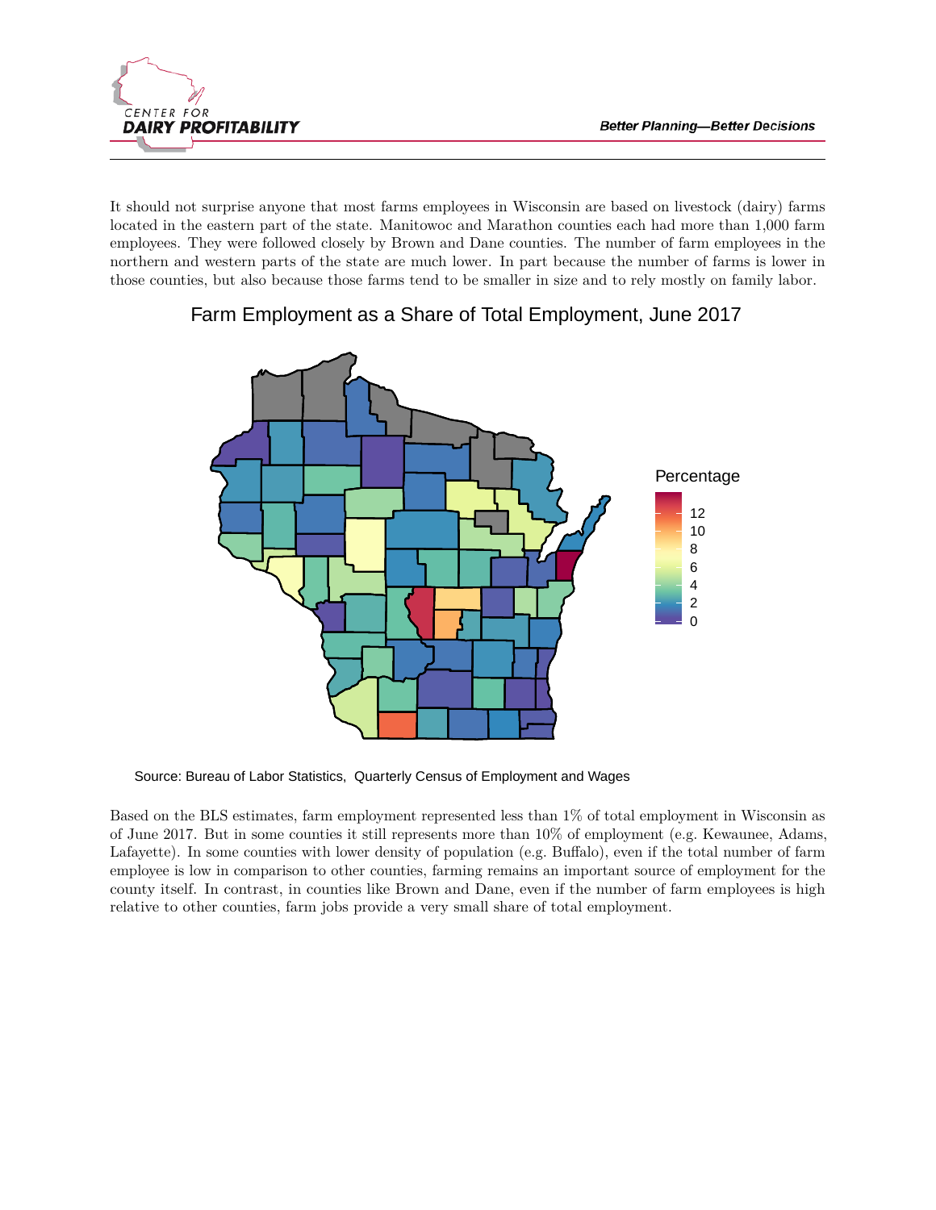It should not surprise anyone that most farms employees in Wisconsin are based on livestock (dairy) farms located in the eastern part of the state. Manitowoc and Marathon counties each had more than 1,000 farm employees. They were followed closely by Brown and Dane counties. The number of farm employees in the northern and western parts of the state are much lower. In part because the number of farms is lower in those counties, but also because those farms tend to be smaller in size and to rely mostly on family labor.

Farm Employment as a Share of Total Employment, June 2017

Source: Bureau of Labor Statistics, Quarterly Census of Employment and Wages

Based on the BLS estimates, farm employment represented less than 1% of total employment in Wisconsin as of June 2017. But in some counties it still represents more than 10% of employment (e.g. Kewaunee, Adams, Lafayette). In some counties with lower density of population (e.g. Buffalo), even if the total number of farm employee is low in comparison to other counties, farming remains an important source of employment for the county itself. In contrast, in counties like Brown and Dane, even if the number of farm employees is high relative to other counties, farm jobs provide a very small share of total employment.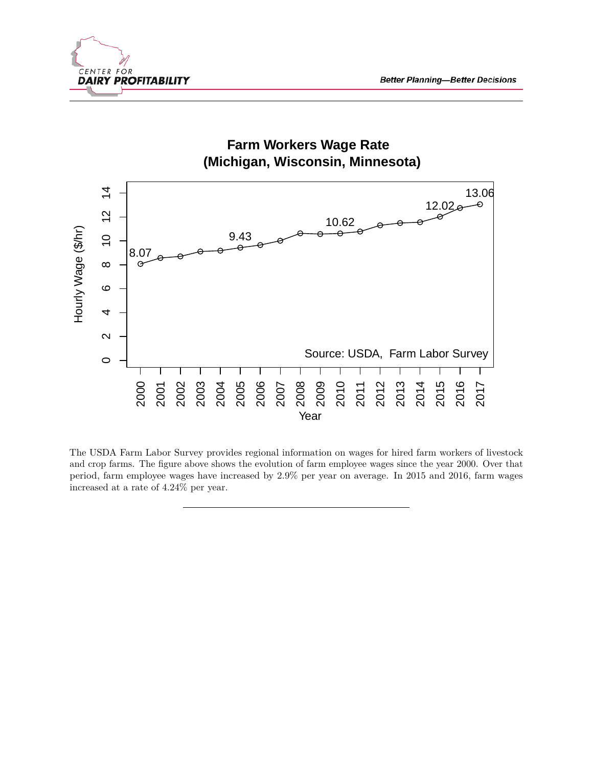The USDA Farm Labor Survey provides regional information on wages for hired farm workers of livestock and crop farms. The figure above shows the evolution of farm employee wages since the year 2000. Over that period, farm employee wages have increased by 2.9% per year on average. In 2015 and 2016, farm wages increased at a rate of 4.24% per year.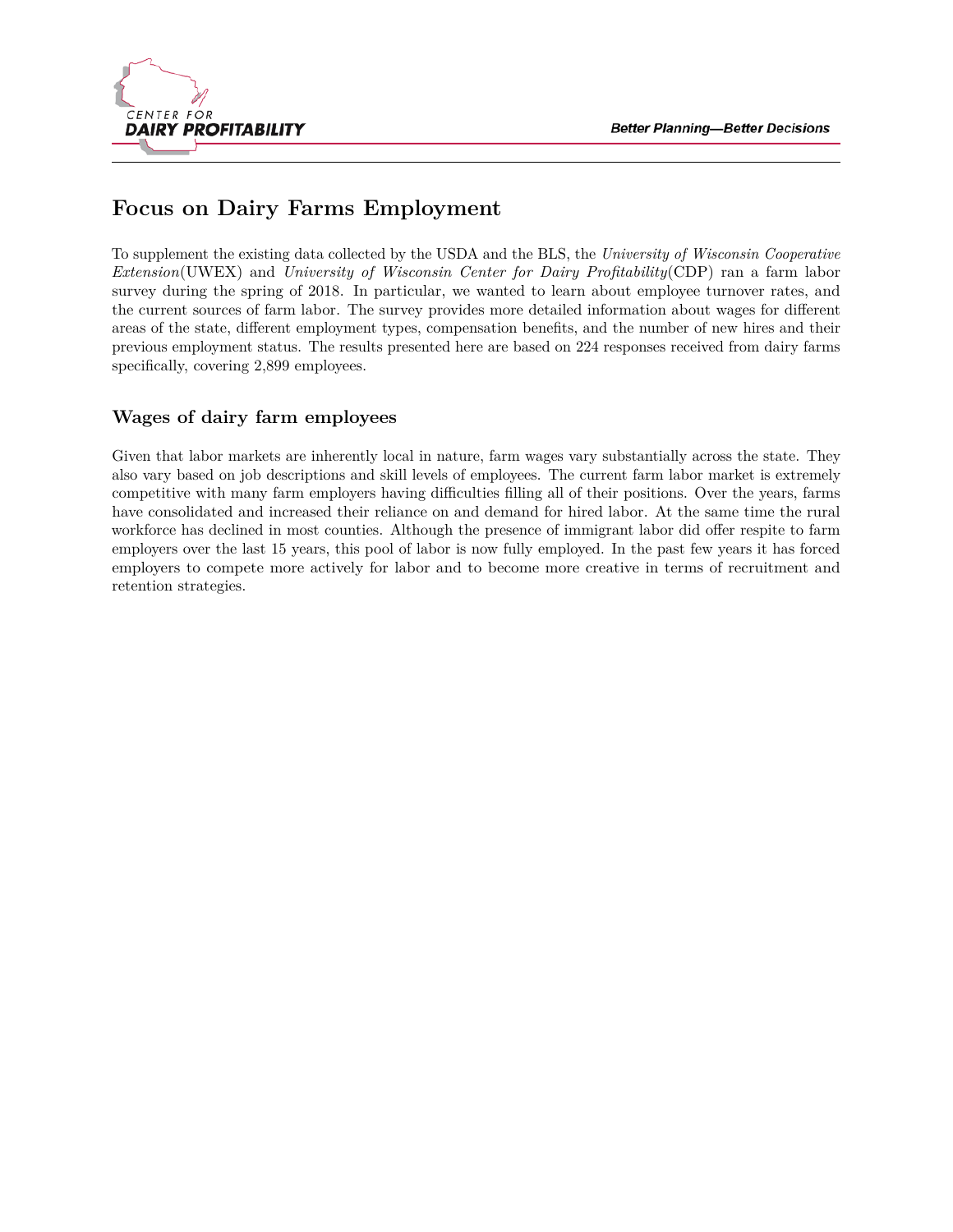# Focus on Dairy Farms Employment

To supplement the existing data collected by the USDA and the BLS, the *University of Wisconsin Cooperative Extension*(UWEX) and *University of Wisconsin Center for Dairy Profitability*(CDP) ran a farm labor survey during the spring of 2018. In particular, we wanted to learn about employee turnover rates, and the current sources of farm labor. The survey provides more detailed information about wages for different areas of the state, different employment types, compensation benefits, and the number of new hires and their previous employment status. The results presented here are based on 224 responses received from dairy farms specifically, covering 2,899 employees.

## Wages of dairy farm employees

Given that labor markets are inherently local in nature, farm wages vary substantially across the state. They also vary based on job descriptions and skill levels of employees. The current farm labor market is extremely competitive with many farm employers having difficulties filling all of their positions. Over the years, farms have consolidated and increased their reliance on and demand for hired labor. At the same time the rural workforce has declined in most counties. Although the presence of immigrant labor did offer respite to farm employers over the last 15 years, this pool of labor is now fully employed. In the past few years it has forced employers to compete more actively for labor and to become more creative in terms of recruitment and retention strategies.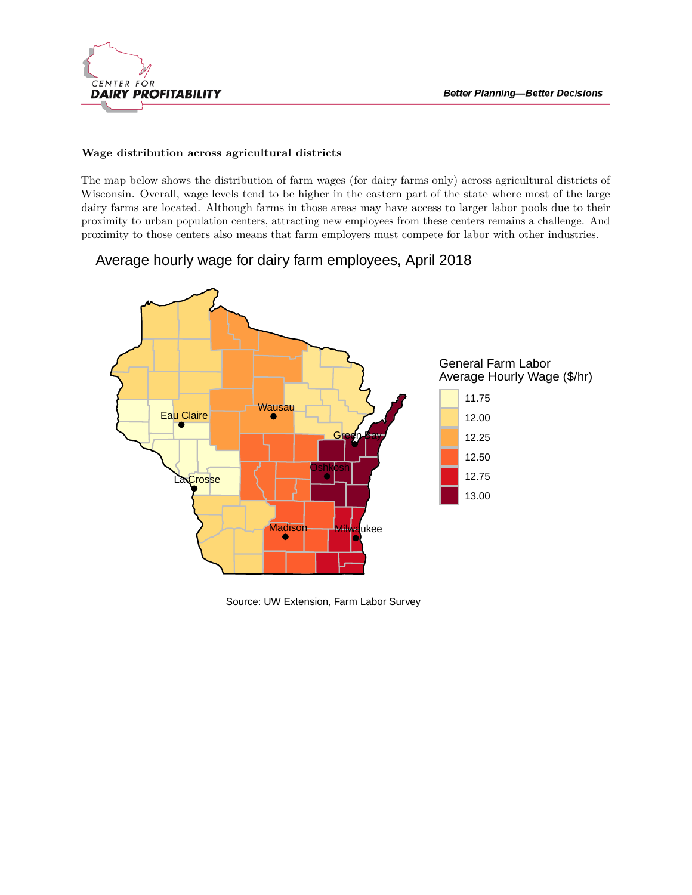**Wage distribution across agricultural districts**

The map below shows the distribution of farm wages (for dairy farms only) across agricultural districts of Wisconsin. Overall, wage levels tend to be higher in the eastern part of the state where most of the large dairy farms are located. Although farms in those areas may have access to larger labor pools due to their proximity to urban population centers, attracting new employees from these centers remains a challenge. And proximity to those centers also means that farm employers must compete for labor with other industries.

Average hourly wage for dairy farm employees, April 2018

General Farm Labor Average Hourly Wage ($/hr)

- 11.75
- 12.00
- 12.25
- 12.50
- 12.75
- 13.00

Eau Claire, Wausau, Green Bay, Oshkosh, La Crosse, Madison, Milwaukee

Source: UW Extension, Farm Labor Survey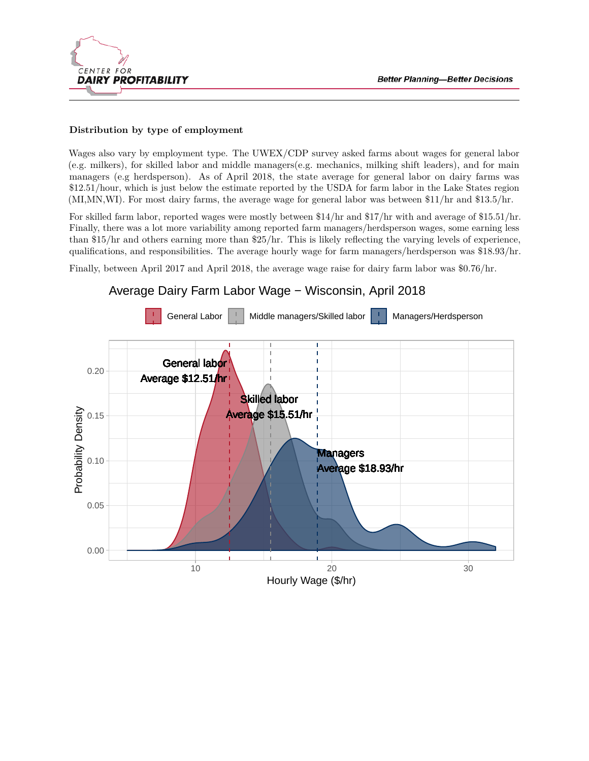### Distribution by type of employment

Wages also vary by employment type. The UWEX/CDP survey asked farms about wages for general labor (e.g. milkers), for skilled labor and middle managers(e.g. mechanics, milking shift leaders), and for main managers (e.g herdsperson). As of April 2018, the state average for general labor on dairy farms was $12.51/hour, which is just below the estimate reported by the USDA for farm labor in the Lake States region (MI,MN,WI). For most dairy farms, the average wage for general labor was between $11/hr and $13.5/hr.

For skilled farm labor, reported wages were mostly between $14/hr and $17/hr with and average of $15.51/hr. Finally, there was a lot more variability among reported farm managers/herdsperson wages, some earning less than $15/hr and others earning more than $25/hr. This is likely reflecting the varying levels of experience, qualifications, and responsibilities. The average hourly wage for farm managers/herdsperson was $18.93/hr.

Finally, between April 2017 and April 2018, the average wage raise for dairy farm labor was $0.76/hr.

Average Dairy Farm Labor Wage − Wisconsin, April 2018

General Labor | Middle managers/Skilled labor | Managers/Herdsperson

General labor Average $12.51/hr

Skilled labor Average $15.51/hr

Managers Average $18.93/hr

Probability Density: 0.00, 0.05, 0.10, 0.15, 0.20

Hourly Wage ($/hr): 10, 20, 30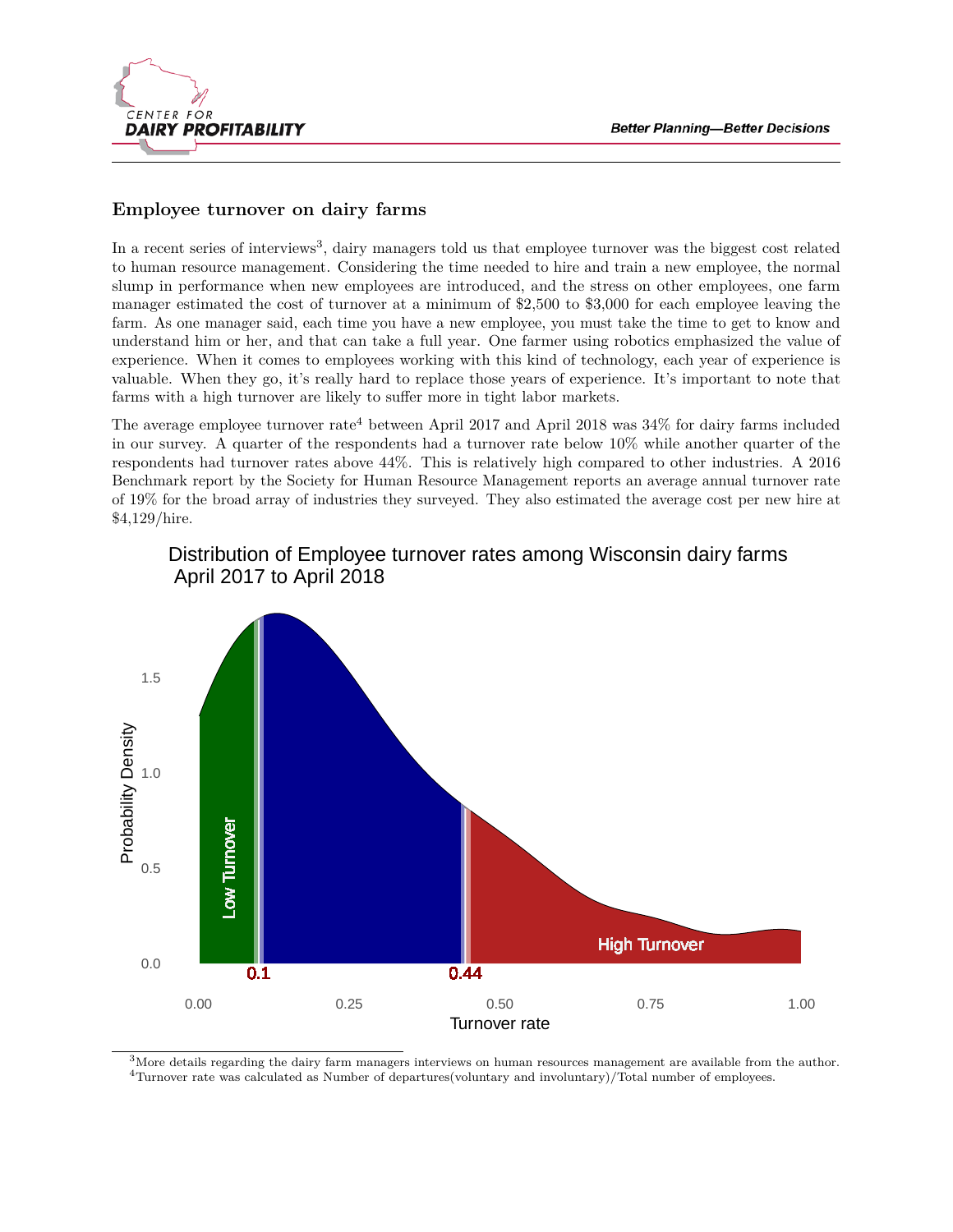### Employee turnover on dairy farms

In a recent series of interviews[3], dairy managers told us that employee turnover was the biggest cost related to human resource management. Considering the time needed to hire and train a new employee, the normal slump in performance when new employees are introduced, and the stress on other employees, one farm manager estimated the cost of turnover at a minimum of $2,500 to $3,000 for each employee leaving the farm. As one manager said, each time you have a new employee, you must take the time to get to know and understand him or her, and that can take a full year. One farmer using robotics emphasized the value of experience. When it comes to employees working with this kind of technology, each year of experience is valuable. When they go, it's really hard to replace those years of experience. It's important to note that farms with a high turnover are likely to suffer more in tight labor markets.

The average employee turnover rate[4] between April 2017 and April 2018 was 34% for dairy farms included in our survey. A quarter of the respondents had a turnover rate below 10% while another quarter of the respondents had turnover rates above 44%. This is relatively high compared to other industries. A 2016 Benchmark report by the Society for Human Resource Management reports an average annual turnover rate of 19% for the broad array of industries they surveyed. They also estimated the average cost per new hire at $4,129/hire.

Distribution of Employee turnover rates among Wisconsin dairy farms April 2017 to April 2018

---

[3] More details regarding the dairy farm managers interviews on human resources management are available from the author.

[4] Turnover rate was calculated as Number of departures(voluntary and involuntary)/Total number of employees.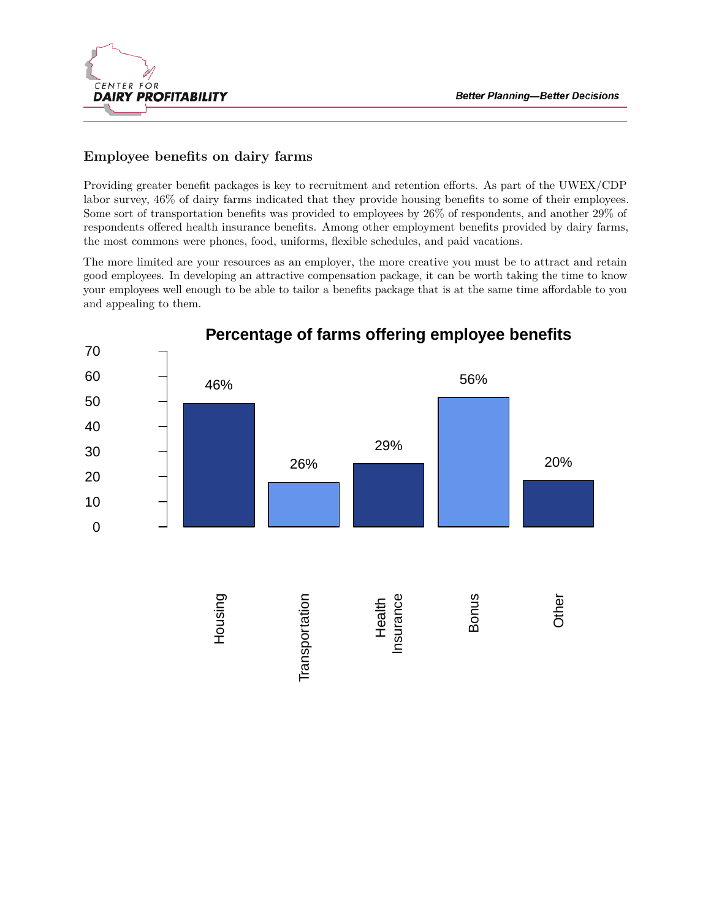### Employee benefits on dairy farms

Providing greater benefit packages is key to recruitment and retention efforts. As part of the UWEX/CDP labor survey, 46% of dairy farms indicated that they provide housing benefits to some of their employees. Some sort of transportation benefits was provided to employees by 26% of respondents, and another 29% of respondents offered health insurance benefits. Among other employment benefits provided by dairy farms, the most commons were phones, food, uniforms, flexible schedules, and paid vacations.

The more limited are your resources as an employer, the more creative you must be to attract and retain good employees. In developing an attractive compensation package, it can be worth taking the time to know your employees well enough to be able to tailor a benefits package that is at the same time affordable to you and appealing to them.

**Percentage of farms offering employee benefits**

| Benefit | Percentage |
|---|---|
| Housing | 46% |
| Transportation | 26% |
| Health Insurance | 29% |
| Bonus | 56% |
| Other | 20% |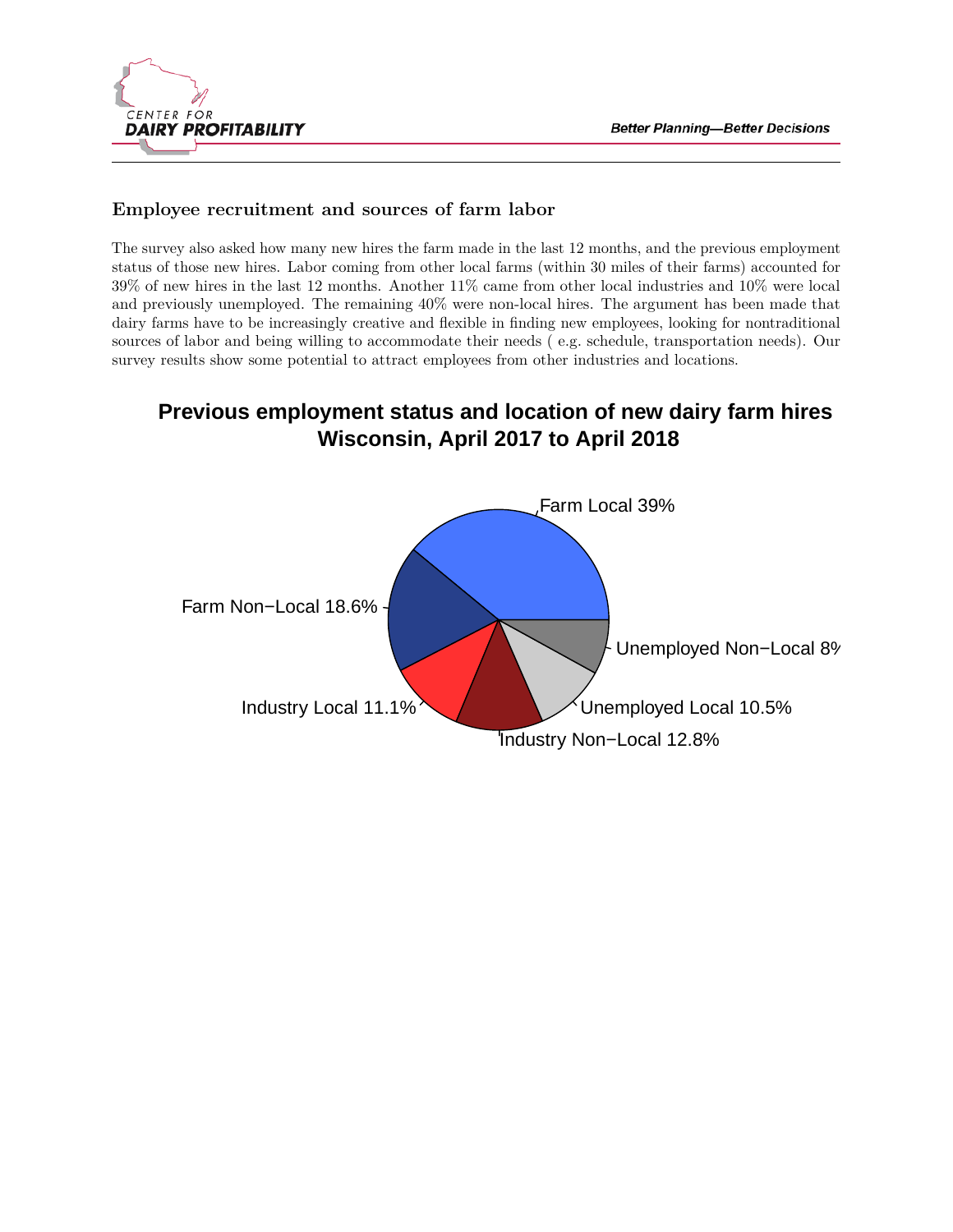### Employee recruitment and sources of farm labor

The survey also asked how many new hires the farm made in the last 12 months, and the previous employment status of those new hires. Labor coming from other local farms (within 30 miles of their farms) accounted for 39% of new hires in the last 12 months. Another 11% came from other local industries and 10% were local and previously unemployed. The remaining 40% were non-local hires. The argument has been made that dairy farms have to be increasingly creative and flexible in finding new employees, looking for nontraditional sources of labor and being willing to accommodate their needs ( e.g. schedule, transportation needs). Our survey results show some potential to attract employees from other industries and locations.

**Previous employment status and location of new dairy farm hires**
**Wisconsin, April 2017 to April 2018**

Farm Local 39%

Farm Non−Local 18.6%

Unemployed Non−Local 8%

Industry Local 11.1%

Unemployed Local 10.5%

Industry Non−Local 12.8%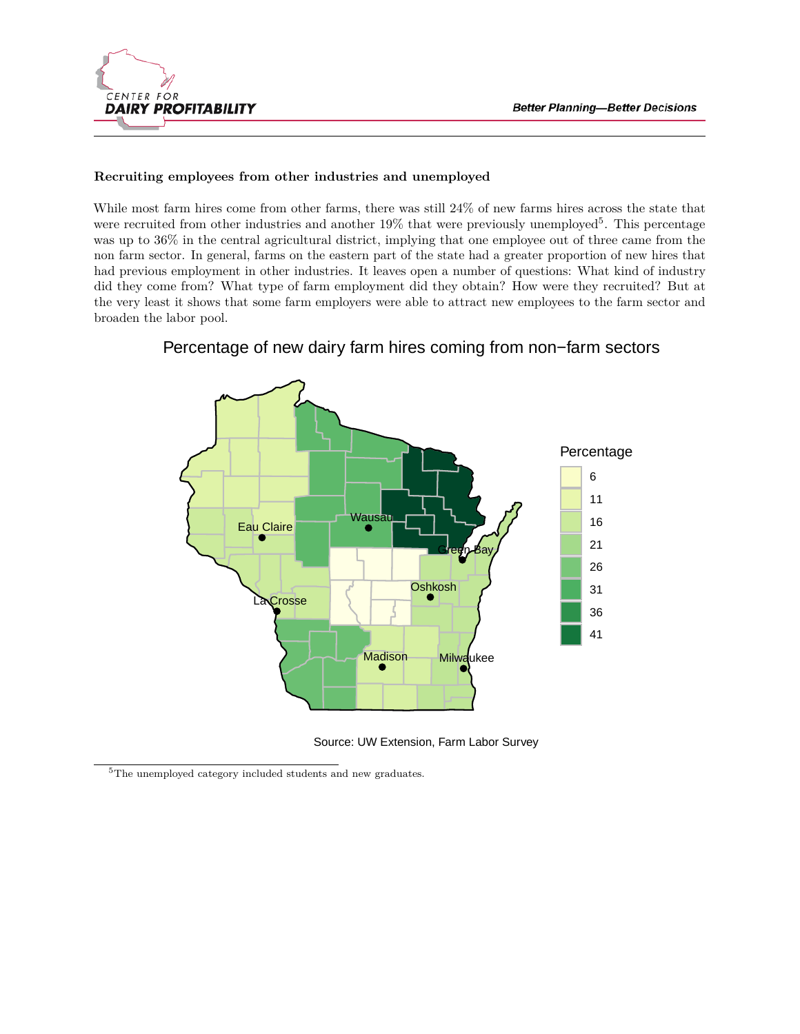**Recruiting employees from other industries and unemployed**

While most farm hires come from other farms, there was still 24% of new farms hires across the state that were recruited from other industries and another 19% that were previously unemployed[5]. This percentage was up to 36% in the central agricultural district, implying that one employee out of three came from the non farm sector. In general, farms on the eastern part of the state had a greater proportion of new hires that had previous employment in other industries. It leaves open a number of questions: What kind of industry did they come from? What type of farm employment did they obtain? How were they recruited? But at the very least it shows that some farm employers were able to attract new employees to the farm sector and broaden the labor pool.

Percentage of new dairy farm hires coming from non−farm sectors

Percentage: 6, 11, 16, 21, 26, 31, 36, 41

Eau Claire, Wausau, Green Bay, Oshkosh, La Crosse, Madison, Milwaukee

Source: UW Extension, Farm Labor Survey

[5]The unemployed category included students and new graduates.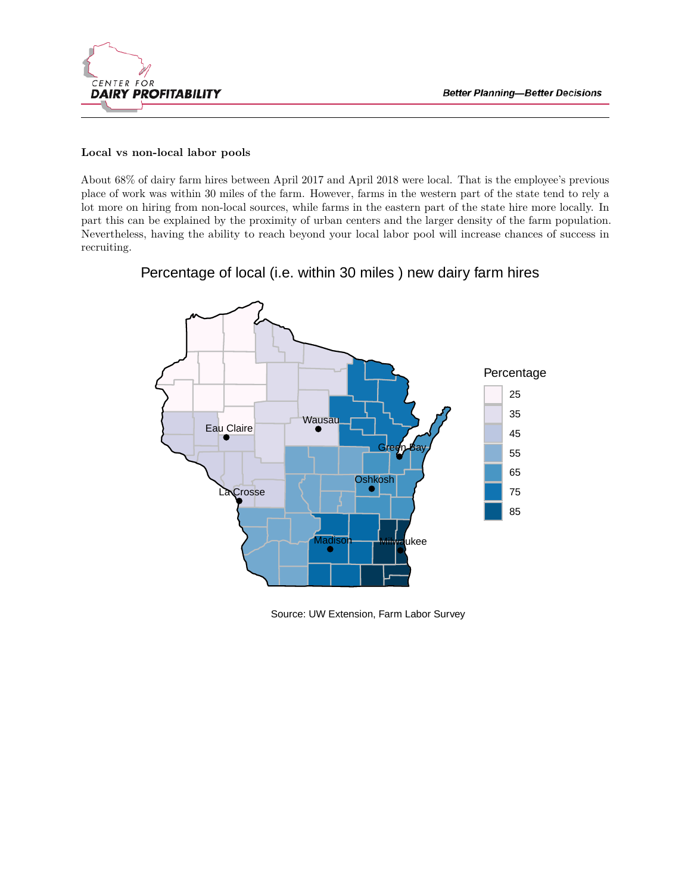### Local vs non-local labor pools

About 68% of dairy farm hires between April 2017 and April 2018 were local. That is the employee's previous place of work was within 30 miles of the farm. However, farms in the western part of the state tend to rely a lot more on hiring from non-local sources, while farms in the eastern part of the state hire more locally. In part this can be explained by the proximity of urban centers and the larger density of the farm population. Nevertheless, having the ability to reach beyond your local labor pool will increase chances of success in recruiting.

Percentage of local (i.e. within 30 miles ) new dairy farm hires

Eau Claire
Wausau
Green Bay
Oshkosh
La Crosse
Madison
Milwaukee

Percentage
25
35
45
55
65
75
85

Source: UW Extension, Farm Labor Survey